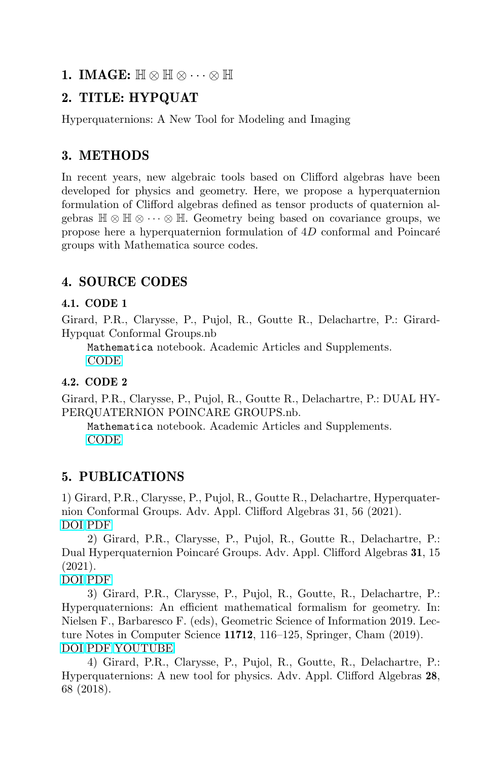## 1. IMAGE: $\mathbb{H} \otimes \mathbb{H} \otimes \cdots \otimes \mathbb{H}$

## 2. TITLE: HYPQUAT

Hyperquaternions: A New Tool for Modeling and Imaging

## 3. METHODS

In recent years, new algebraic tools based on Clifford algebras have been developed for physics and geometry. Here, we propose a hyperquaternion formulation of Clifford algebras defined as tensor products of quaternion algebras $\mathbb{H} \otimes \mathbb{H} \otimes \cdots \otimes \mathbb{H}$. Geometry being based on covariance groups, we propose here a hyperquaternion formulation of $4D$ conformal and Poincaré groups with Mathematica source codes.

## 4. SOURCE CODES

### 4.1. CODE 1

Girard, P.R., Clarysse, P., Pujol, R., Goutte R., Delachartre, P.: Girard-Hypquat Conformal Groups.nb

`Mathematica` notebook. Academic Articles and Supplements.
CODE

### 4.2. CODE 2

Girard, P.R., Clarysse, P., Pujol, R., Goutte R., Delachartre, P.: DUAL HYPERQUATERNION POINCARE GROUPS.nb.

`Mathematica` notebook. Academic Articles and Supplements.
CODE

## 5. PUBLICATIONS

1) Girard, P.R., Clarysse, P., Pujol, R., Goutte R., Delachartre, Hyperquaternion Conformal Groups. Adv. Appl. Clifford Algebras 31, 56 (2021).
DOI PDF

2) Girard, P.R., Clarysse, P., Pujol, R., Goutte R., Delachartre, P.: Dual Hyperquaternion Poincaré Groups. Adv. Appl. Clifford Algebras **31**, 15 (2021).
DOI PDF

3) Girard, P.R., Clarysse, P., Pujol, R., Goutte, R., Delachartre, P.: Hyperquaternions: An efficient mathematical formalism for geometry. In: Nielsen F., Barbaresco F. (eds), Geometric Science of Information 2019. Lecture Notes in Computer Science **11712**, 116–125, Springer, Cham (2019).
DOI PDF YOUTUBE

4) Girard, P.R., Clarysse, P., Pujol, R., Goutte, R., Delachartre, P.: Hyperquaternions: A new tool for physics. Adv. Appl. Clifford Algebras **28**, 68 (2018).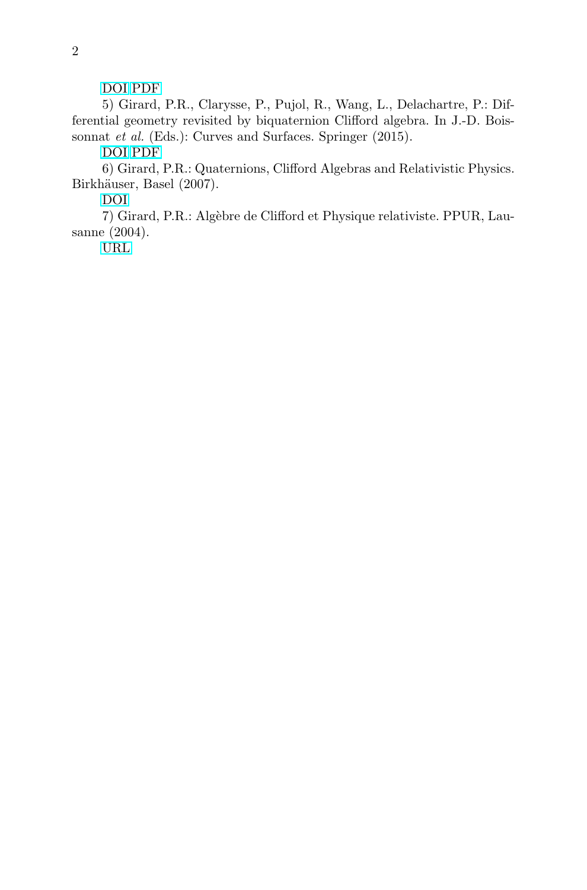DOI PDF

5) Girard, P.R., Clarysse, P., Pujol, R., Wang, L., Delachartre, P.: Differential geometry revisited by biquaternion Clifford algebra. In J.-D. Boissonnat *et al.* (Eds.): Curves and Surfaces. Springer (2015).

DOI PDF

6) Girard, P.R.: Quaternions, Clifford Algebras and Relativistic Physics. Birkhäuser, Basel (2007).

DOI

7) Girard, P.R.: Algèbre de Clifford et Physique relativiste. PPUR, Lausanne (2004).

URL